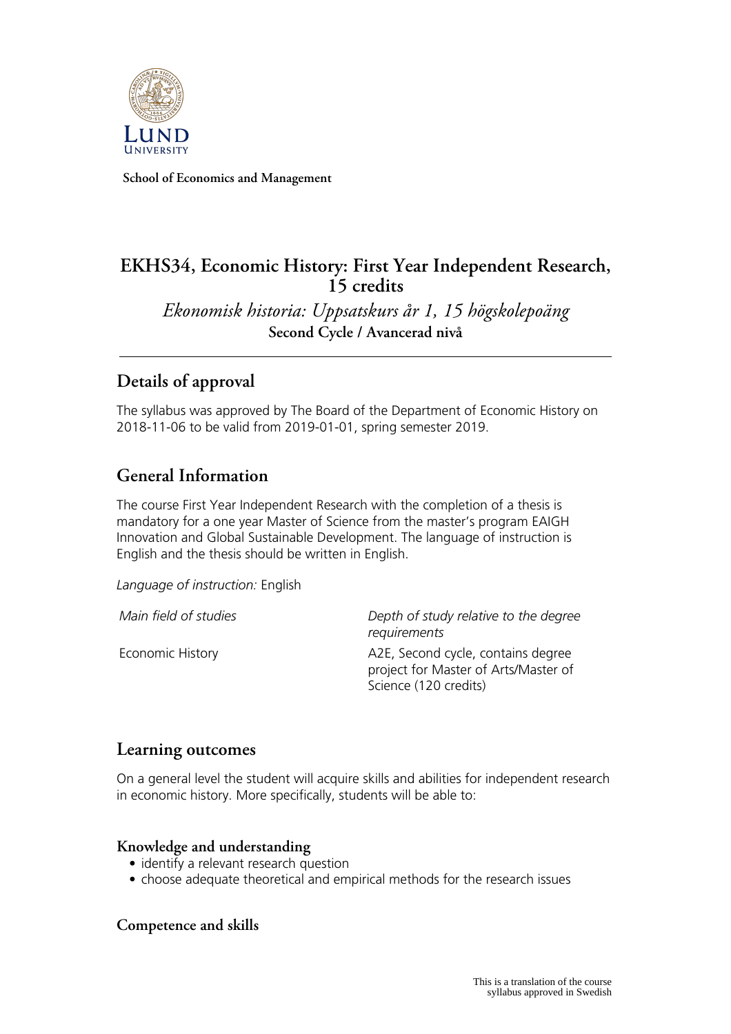School of Economics and Management

# EKHS34, Economic History: First Year Independent Research, 15 credits

*Ekonomisk historia: Uppsatskurs år 1, 15 högskolepoäng*

**Second Cycle / Avancerad nivå**

## Details of approval

The syllabus was approved by The Board of the Department of Economic History on 2018-11-06 to be valid from 2019-01-01, spring semester 2019.

## General Information

The course First Year Independent Research with the completion of a thesis is mandatory for a one year Master of Science from the master's program EAIGH Innovation and Global Sustainable Development. The language of instruction is English and the thesis should be written in English.

*Language of instruction:* English

| *Main field of studies* | *Depth of study relative to the degree requirements* |
| --- | --- |
| Economic History | A2E, Second cycle, contains degree project for Master of Arts/Master of Science (120 credits) |

## Learning outcomes

On a general level the student will acquire skills and abilities for independent research in economic history. More specifically, students will be able to:

### Knowledge and understanding

- identify a relevant research question
- choose adequate theoretical and empirical methods for the research issues

### Competence and skills

This is a translation of the course syllabus approved in Swedish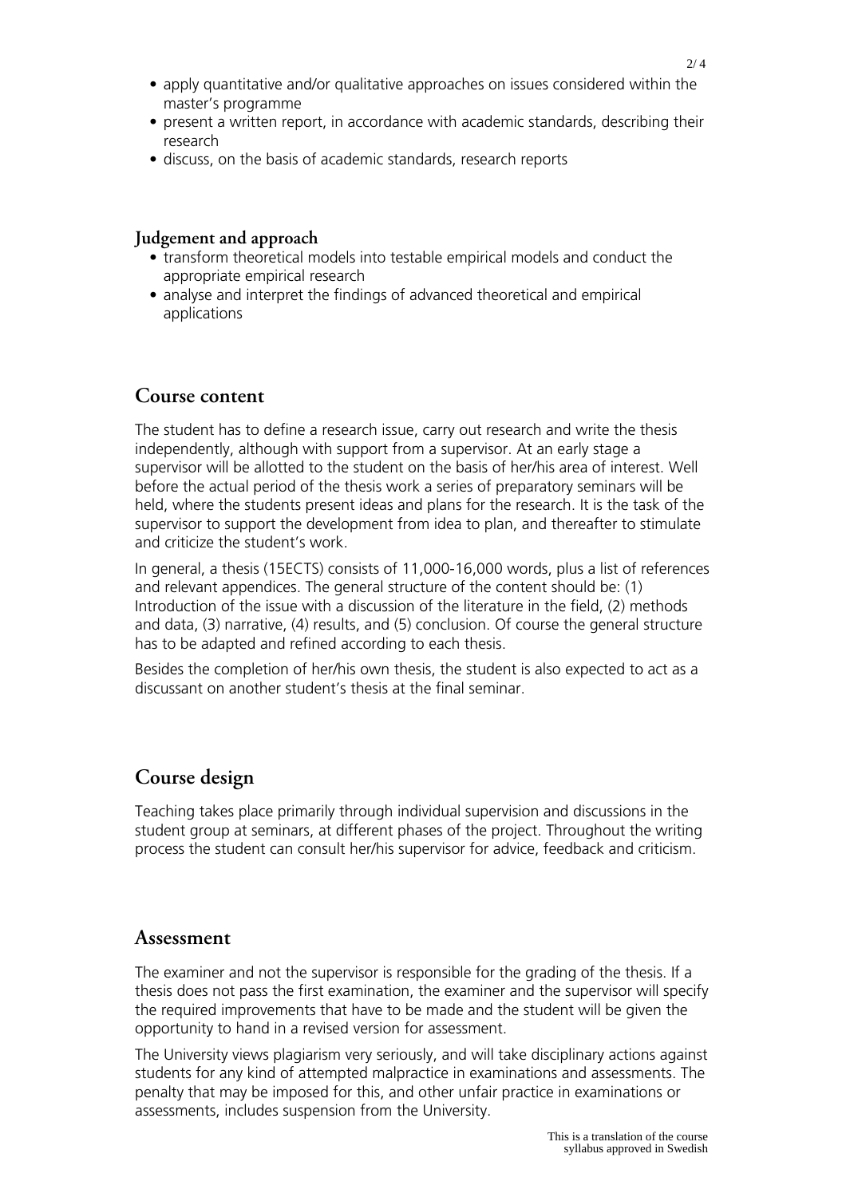- apply quantitative and/or qualitative approaches on issues considered within the master's programme
- present a written report, in accordance with academic standards, describing their research
- discuss, on the basis of academic standards, research reports

### Judgement and approach

- transform theoretical models into testable empirical models and conduct the appropriate empirical research
- analyse and interpret the findings of advanced theoretical and empirical applications

## Course content

The student has to define a research issue, carry out research and write the thesis independently, although with support from a supervisor. At an early stage a supervisor will be allotted to the student on the basis of her/his area of interest. Well before the actual period of the thesis work a series of preparatory seminars will be held, where the students present ideas and plans for the research. It is the task of the supervisor to support the development from idea to plan, and thereafter to stimulate and criticize the student's work.

In general, a thesis (15ECTS) consists of 11,000-16,000 words, plus a list of references and relevant appendices. The general structure of the content should be: (1) Introduction of the issue with a discussion of the literature in the field, (2) methods and data, (3) narrative, (4) results, and (5) conclusion. Of course the general structure has to be adapted and refined according to each thesis.

Besides the completion of her/his own thesis, the student is also expected to act as a discussant on another student's thesis at the final seminar.

## Course design

Teaching takes place primarily through individual supervision and discussions in the student group at seminars, at different phases of the project. Throughout the writing process the student can consult her/his supervisor for advice, feedback and criticism.

## Assessment

The examiner and not the supervisor is responsible for the grading of the thesis. If a thesis does not pass the first examination, the examiner and the supervisor will specify the required improvements that have to be made and the student will be given the opportunity to hand in a revised version for assessment.

The University views plagiarism very seriously, and will take disciplinary actions against students for any kind of attempted malpractice in examinations and assessments. The penalty that may be imposed for this, and other unfair practice in examinations or assessments, includes suspension from the University.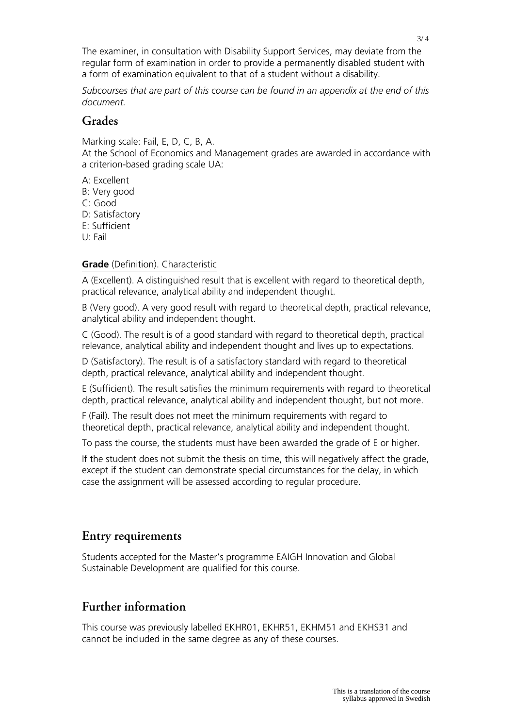The examiner, in consultation with Disability Support Services, may deviate from the regular form of examination in order to provide a permanently disabled student with a form of examination equivalent to that of a student without a disability.

*Subcourses that are part of this course can be found in an appendix at the end of this document.*

## Grades

Marking scale: Fail, E, D, C, B, A.
At the School of Economics and Management grades are awarded in accordance with a criterion-based grading scale UA:

A: Excellent
B: Very good
C: Good
D: Satisfactory
E: Sufficient
U: Fail

**Grade** (Definition). Characteristic

A (Excellent). A distinguished result that is excellent with regard to theoretical depth, practical relevance, analytical ability and independent thought.

B (Very good). A very good result with regard to theoretical depth, practical relevance, analytical ability and independent thought.

C (Good). The result is of a good standard with regard to theoretical depth, practical relevance, analytical ability and independent thought and lives up to expectations.

D (Satisfactory). The result is of a satisfactory standard with regard to theoretical depth, practical relevance, analytical ability and independent thought.

E (Sufficient). The result satisfies the minimum requirements with regard to theoretical depth, practical relevance, analytical ability and independent thought, but not more.

F (Fail). The result does not meet the minimum requirements with regard to theoretical depth, practical relevance, analytical ability and independent thought.

To pass the course, the students must have been awarded the grade of E or higher.

If the student does not submit the thesis on time, this will negatively affect the grade, except if the student can demonstrate special circumstances for the delay, in which case the assignment will be assessed according to regular procedure.

## Entry requirements

Students accepted for the Master's programme EAIGH Innovation and Global Sustainable Development are qualified for this course.

## Further information

This course was previously labelled EKHR01, EKHR51, EKHM51 and EKHS31 and cannot be included in the same degree as any of these courses.

This is a translation of the course syllabus approved in Swedish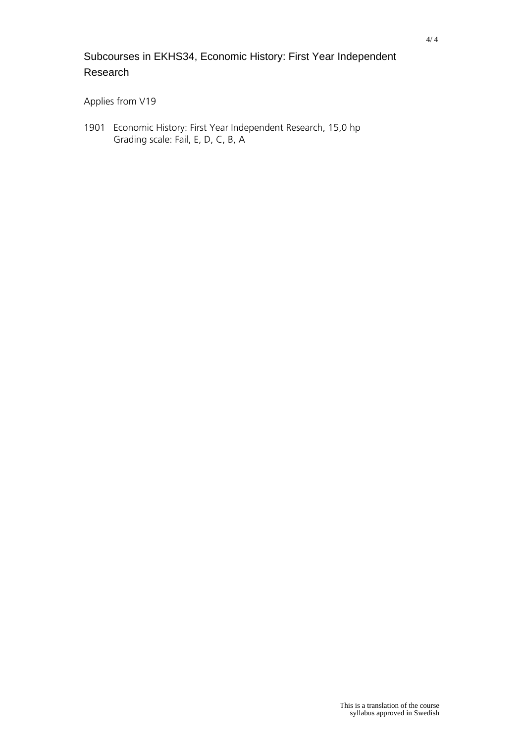## Subcourses in EKHS34, Economic History: First Year Independent Research

Applies from V19

1901 Economic History: First Year Independent Research, 15,0 hp
Grading scale: Fail, E, D, C, B, A

This is a translation of the course syllabus approved in Swedish